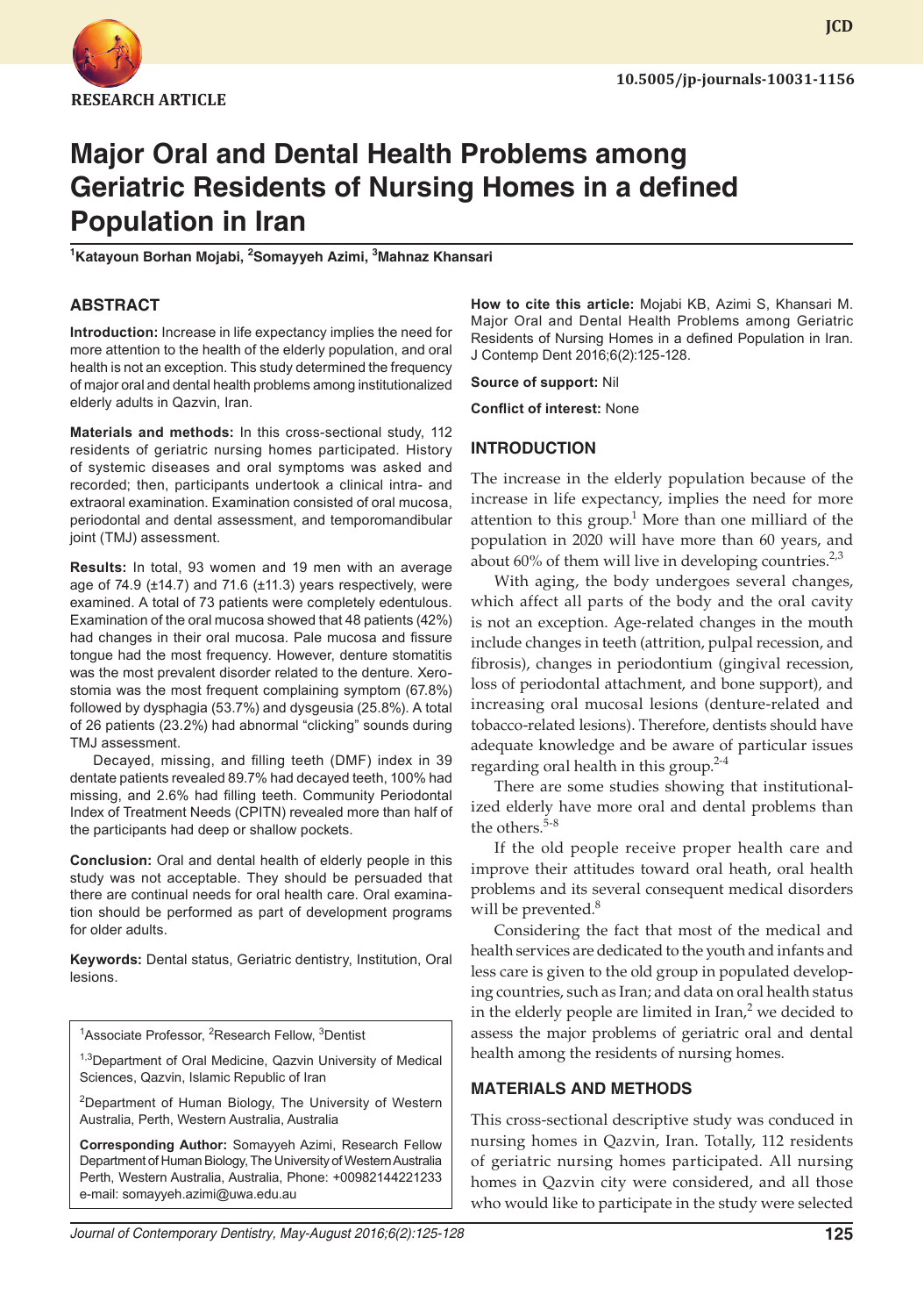RESEARCH ARTICLE

10.5005/jp-journals-10031-1156

# Major Oral and Dental Health Problems among Geriatric Residents of Nursing Homes in a defined Population in Iran

[1]Katayoun Borhan Mojabi, [2]Somayyeh Azimi, [3]Mahnaz Khansari

## ABSTRACT

**Introduction:** Increase in life expectancy implies the need for more attention to the health of the elderly population, and oral health is not an exception. This study determined the frequency of major oral and dental health problems among institutionalized elderly adults in Qazvin, Iran.

**Materials and methods:** In this cross-sectional study, 112 residents of geriatric nursing homes participated. History of systemic diseases and oral symptoms was asked and recorded; then, participants undertook a clinical intra- and extraoral examination. Examination consisted of oral mucosa, periodontal and dental assessment, and temporomandibular joint (TMJ) assessment.

**Results:** In total, 93 women and 19 men with an average age of 74.9 (±14.7) and 71.6 (±11.3) years respectively, were examined. A total of 73 patients were completely edentulous. Examination of the oral mucosa showed that 48 patients (42%) had changes in their oral mucosa. Pale mucosa and fissure tongue had the most frequency. However, denture stomatitis was the most prevalent disorder related to the denture. Xerostomia was the most frequent complaining symptom (67.8%) followed by dysphagia (53.7%) and dysgeusia (25.8%). A total of 26 patients (23.2%) had abnormal "clicking" sounds during TMJ assessment.

Decayed, missing, and filling teeth (DMF) index in 39 dentate patients revealed 89.7% had decayed teeth, 100% had missing, and 2.6% had filling teeth. Community Periodontal Index of Treatment Needs (CPITN) revealed more than half of the participants had deep or shallow pockets.

**Conclusion:** Oral and dental health of elderly people in this study was not acceptable. They should be persuaded that there are continual needs for oral health care. Oral examination should be performed as part of development programs for older adults.

**Keywords:** Dental status, Geriatric dentistry, Institution, Oral lesions.

[1]Associate Professor, [2]Research Fellow, [3]Dentist

[1,3]Department of Oral Medicine, Qazvin University of Medical Sciences, Qazvin, Islamic Republic of Iran

[2]Department of Human Biology, The University of Western Australia, Perth, Western Australia, Australia

**Corresponding Author:** Somayyeh Azimi, Research Fellow Department of Human Biology, The University of Western Australia Perth, Western Australia, Australia, Phone: +00982144221233 e-mail: somayyeh.azimi@uwa.edu.au

**How to cite this article:** Mojabi KB, Azimi S, Khansari M. Major Oral and Dental Health Problems among Geriatric Residents of Nursing Homes in a defined Population in Iran. J Contemp Dent 2016;6(2):125-128.

**Source of support:** Nil

**Conflict of interest:** None

## INTRODUCTION

The increase in the elderly population because of the increase in life expectancy, implies the need for more attention to this group.[1] More than one milliard of the population in 2020 will have more than 60 years, and about 60% of them will live in developing countries.[2,3]

With aging, the body undergoes several changes, which affect all parts of the body and the oral cavity is not an exception. Age-related changes in the mouth include changes in teeth (attrition, pulpal recession, and fibrosis), changes in periodontium (gingival recession, loss of periodontal attachment, and bone support), and increasing oral mucosal lesions (denture-related and tobacco-related lesions). Therefore, dentists should have adequate knowledge and be aware of particular issues regarding oral health in this group.[2-4]

There are some studies showing that institutionalized elderly have more oral and dental problems than the others.[5-8]

If the old people receive proper health care and improve their attitudes toward oral heath, oral health problems and its several consequent medical disorders will be prevented.[8]

Considering the fact that most of the medical and health services are dedicated to the youth and infants and less care is given to the old group in populated developing countries, such as Iran; and data on oral health status in the elderly people are limited in Iran,[2] we decided to assess the major problems of geriatric oral and dental health among the residents of nursing homes.

## MATERIALS AND METHODS

This cross-sectional descriptive study was conducted in nursing homes in Qazvin, Iran. Totally, 112 residents of geriatric nursing homes participated. All nursing homes in Qazvin city were considered, and all those who would like to participate in the study were selected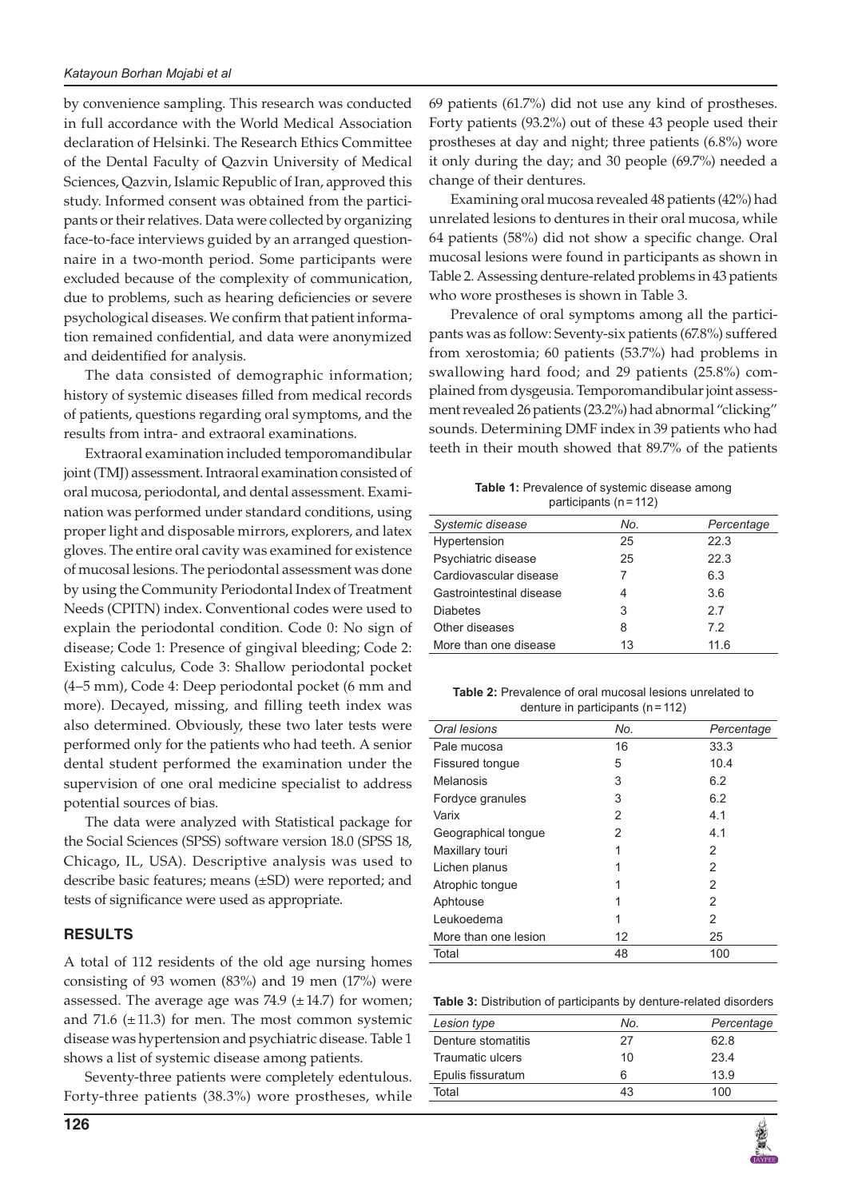by convenience sampling. This research was conducted in full accordance with the World Medical Association declaration of Helsinki. The Research Ethics Committee of the Dental Faculty of Qazvin University of Medical Sciences, Qazvin, Islamic Republic of Iran, approved this study. Informed consent was obtained from the participants or their relatives. Data were collected by organizing face-to-face interviews guided by an arranged questionnaire in a two-month period. Some participants were excluded because of the complexity of communication, due to problems, such as hearing deficiencies or severe psychological diseases. We confirm that patient information remained confidential, and data were anonymized and deidentified for analysis.

The data consisted of demographic information; history of systemic diseases filled from medical records of patients, questions regarding oral symptoms, and the results from intra- and extraoral examinations.

Extraoral examination included temporomandibular joint (TMJ) assessment. Intraoral examination consisted of oral mucosa, periodontal, and dental assessment. Examination was performed under standard conditions, using proper light and disposable mirrors, explorers, and latex gloves. The entire oral cavity was examined for existence of mucosal lesions. The periodontal assessment was done by using the Community Periodontal Index of Treatment Needs (CPITN) index. Conventional codes were used to explain the periodontal condition. Code 0: No sign of disease; Code 1: Presence of gingival bleeding; Code 2: Existing calculus, Code 3: Shallow periodontal pocket (4–5 mm), Code 4: Deep periodontal pocket (6 mm and more). Decayed, missing, and filling teeth index was also determined. Obviously, these two later tests were performed only for the patients who had teeth. A senior dental student performed the examination under the supervision of one oral medicine specialist to address potential sources of bias.

The data were analyzed with Statistical package for the Social Sciences (SPSS) software version 18.0 (SPSS 18, Chicago, IL, USA). Descriptive analysis was used to describe basic features; means (±SD) were reported; and tests of significance were used as appropriate.

## RESULTS

A total of 112 residents of the old age nursing homes consisting of 93 women (83%) and 19 men (17%) were assessed. The average age was 74.9 (± 14.7) for women; and 71.6 (± 11.3) for men. The most common systemic disease was hypertension and psychiatric disease. Table 1 shows a list of systemic disease among patients.

Seventy-three patients were completely edentulous. Forty-three patients (38.3%) wore prostheses, while 69 patients (61.7%) did not use any kind of prostheses. Forty patients (93.2%) out of these 43 people used their prostheses at day and night; three patients (6.8%) wore it only during the day; and 30 people (69.7%) needed a change of their dentures.

Examining oral mucosa revealed 48 patients (42%) had unrelated lesions to dentures in their oral mucosa, while 64 patients (58%) did not show a specific change. Oral mucosal lesions were found in participants as shown in Table 2. Assessing denture-related problems in 43 patients who wore prostheses is shown in Table 3.

Prevalence of oral symptoms among all the participants was as follow: Seventy-six patients (67.8%) suffered from xerostomia; 60 patients (53.7%) had problems in swallowing hard food; and 29 patients (25.8%) complained from dysgeusia. Temporomandibular joint assessment revealed 26 patients (23.2%) had abnormal "clicking" sounds. Determining DMF index in 39 patients who had teeth in their mouth showed that 89.7% of the patients

**Table 1:** Prevalence of systemic disease among participants (n = 112)

| Systemic disease | No. | Percentage |
|---|---|---|
| Hypertension | 25 | 22.3 |
| Psychiatric disease | 25 | 22.3 |
| Cardiovascular disease | 7 | 6.3 |
| Gastrointestinal disease | 4 | 3.6 |
| Diabetes | 3 | 2.7 |
| Other diseases | 8 | 7.2 |
| More than one disease | 13 | 11.6 |

**Table 2:** Prevalence of oral mucosal lesions unrelated to denture in participants (n = 112)

| Oral lesions | No. | Percentage |
|---|---|---|
| Pale mucosa | 16 | 33.3 |
| Fissured tongue | 5 | 10.4 |
| Melanosis | 3 | 6.2 |
| Fordyce granules | 3 | 6.2 |
| Varix | 2 | 4.1 |
| Geographical tongue | 2 | 4.1 |
| Maxillary touri | 1 | 2 |
| Lichen planus | 1 | 2 |
| Atrophic tongue | 1 | 2 |
| Aphtouse | 1 | 2 |
| Leukoedema | 1 | 2 |
| More than one lesion | 12 | 25 |
| Total | 48 | 100 |

**Table 3:** Distribution of participants by denture-related disorders

| Lesion type | No. | Percentage |
|---|---|---|
| Denture stomatitis | 27 | 62.8 |
| Traumatic ulcers | 10 | 23.4 |
| Epulis fissuratum | 6 | 13.9 |
| Total | 43 | 100 |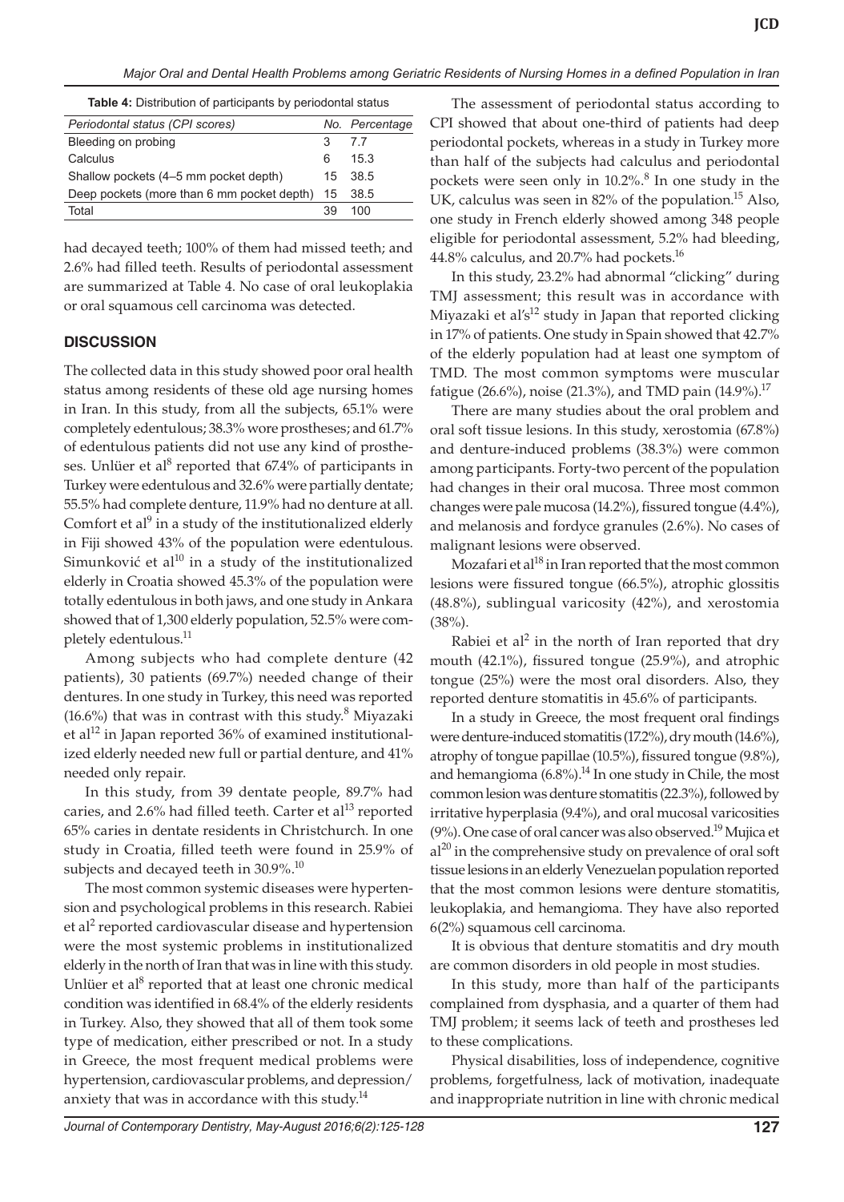**Table 4:** Distribution of participants by periodontal status

| *Periodontal status (CPI scores)* | *No.* | *Percentage* |
|---|---|---|
| Bleeding on probing | 3 | 7.7 |
| Calculus | 6 | 15.3 |
| Shallow pockets (4–5 mm pocket depth) | 15 | 38.5 |
| Deep pockets (more than 6 mm pocket depth) | 15 | 38.5 |
| Total | 39 | 100 |

had decayed teeth; 100% of them had missed teeth; and 2.6% had filled teeth. Results of periodontal assessment are summarized at Table 4. No case of oral leukoplakia or oral squamous cell carcinoma was detected.

## DISCUSSION

The collected data in this study showed poor oral health status among residents of these old age nursing homes in Iran. In this study, from all the subjects, 65.1% were completely edentulous; 38.3% wore prostheses; and 61.7% of edentulous patients did not use any kind of prostheses. Unlüer et al[8] reported that 67.4% of participants in Turkey were edentulous and 32.6% were partially dentate; 55.5% had complete denture, 11.9% had no denture at all. Comfort et al[9] in a study of the institutionalized elderly in Fiji showed 43% of the population were edentulous. Simunković et al[10] in a study of the institutionalized elderly in Croatia showed 45.3% of the population were totally edentulous in both jaws, and one study in Ankara showed that of 1,300 elderly population, 52.5% were completely edentulous.[11]

Among subjects who had complete denture (42 patients), 30 patients (69.7%) needed change of their dentures. In one study in Turkey, this need was reported (16.6%) that was in contrast with this study.[8] Miyazaki et al[12] in Japan reported 36% of examined institutionalized elderly needed new full or partial denture, and 41% needed only repair.

In this study, from 39 dentate people, 89.7% had caries, and 2.6% had filled teeth. Carter et al[13] reported 65% caries in dentate residents in Christchurch. In one study in Croatia, filled teeth were found in 25.9% of subjects and decayed teeth in 30.9%.[10]

The most common systemic diseases were hypertension and psychological problems in this research. Rabiei et al[2] reported cardiovascular disease and hypertension were the most systemic problems in institutionalized elderly in the north of Iran that was in line with this study. Unlüer et al[8] reported that at least one chronic medical condition was identified in 68.4% of the elderly residents in Turkey. Also, they showed that all of them took some type of medication, either prescribed or not. In a study in Greece, the most frequent medical problems were hypertension, cardiovascular problems, and depression/anxiety that was in accordance with this study.[14]

The assessment of periodontal status according to CPI showed that about one-third of patients had deep periodontal pockets, whereas in a study in Turkey more than half of the subjects had calculus and periodontal pockets were seen only in 10.2%.[8] In one study in the UK, calculus was seen in 82% of the population.[15] Also, one study in French elderly showed among 348 people eligible for periodontal assessment, 5.2% had bleeding, 44.8% calculus, and 20.7% had pockets.[16]

In this study, 23.2% had abnormal "clicking" during TMJ assessment; this result was in accordance with Miyazaki et al's[12] study in Japan that reported clicking in 17% of patients. One study in Spain showed that 42.7% of the elderly population had at least one symptom of TMD. The most common symptoms were muscular fatigue (26.6%), noise (21.3%), and TMD pain (14.9%).[17]

There are many studies about the oral problem and oral soft tissue lesions. In this study, xerostomia (67.8%) and denture-induced problems (38.3%) were common among participants. Forty-two percent of the population had changes in their oral mucosa. Three most common changes were pale mucosa (14.2%), fissured tongue (4.4%), and melanosis and fordyce granules (2.6%). No cases of malignant lesions were observed.

Mozafari et al[18] in Iran reported that the most common lesions were fissured tongue (66.5%), atrophic glossitis (48.8%), sublingual varicosity (42%), and xerostomia (38%).

Rabiei et al[2] in the north of Iran reported that dry mouth (42.1%), fissured tongue (25.9%), and atrophic tongue (25%) were the most oral disorders. Also, they reported denture stomatitis in 45.6% of participants.

In a study in Greece, the most frequent oral findings were denture-induced stomatitis (17.2%), dry mouth (14.6%), atrophy of tongue papillae (10.5%), fissured tongue (9.8%), and hemangioma (6.8%).[14] In one study in Chile, the most common lesion was denture stomatitis (22.3%), followed by irritative hyperplasia (9.4%), and oral mucosal varicosities (9%). One case of oral cancer was also observed.[19] Mujica et al[20] in the comprehensive study on prevalence of oral soft tissue lesions in an elderly Venezuelan population reported that the most common lesions were denture stomatitis, leukoplakia, and hemangioma. They have also reported 6(2%) squamous cell carcinoma.

It is obvious that denture stomatitis and dry mouth are common disorders in old people in most studies.

In this study, more than half of the participants complained from dysphasia, and a quarter of them had TMJ problem; it seems lack of teeth and prostheses led to these complications.

Physical disabilities, loss of independence, cognitive problems, forgetfulness, lack of motivation, inadequate and inappropriate nutrition in line with chronic medical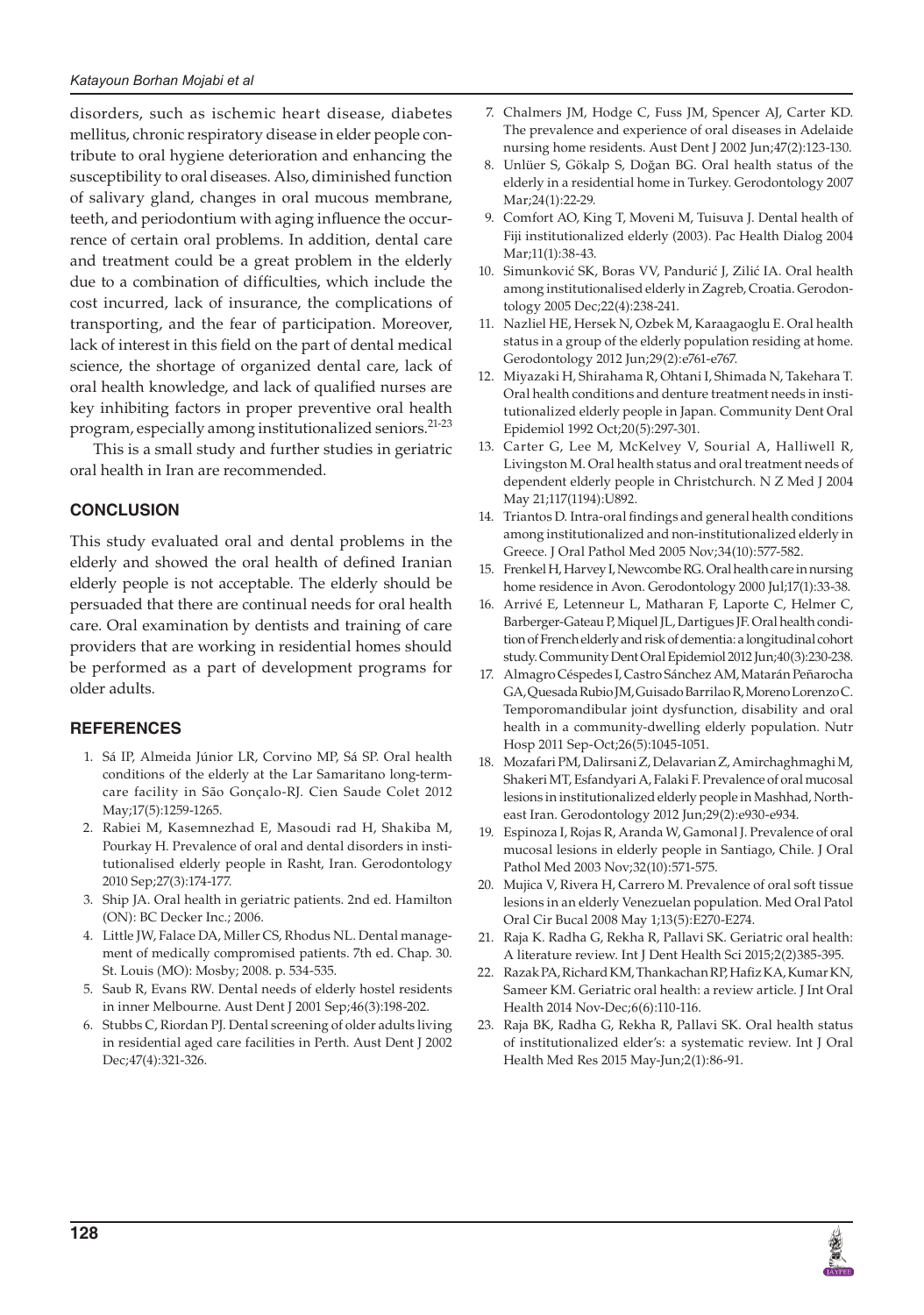disorders, such as ischemic heart disease, diabetes mellitus, chronic respiratory disease in elder people contribute to oral hygiene deterioration and enhancing the susceptibility to oral diseases. Also, diminished function of salivary gland, changes in oral mucous membrane, teeth, and periodontium with aging influence the occurrence of certain oral problems. In addition, dental care and treatment could be a great problem in the elderly due to a combination of difficulties, which include the cost incurred, lack of insurance, the complications of transporting, and the fear of participation. Moreover, lack of interest in this field on the part of dental medical science, the shortage of organized dental care, lack of oral health knowledge, and lack of qualified nurses are key inhibiting factors in proper preventive oral health program, especially among institutionalized seniors.[21-23]

This is a small study and further studies in geriatric oral health in Iran are recommended.

## CONCLUSION

This study evaluated oral and dental problems in the elderly and showed the oral health of defined Iranian elderly people is not acceptable. The elderly should be persuaded that there are continual needs for oral health care. Oral examination by dentists and training of care providers that are working in residential homes should be performed as a part of development programs for older adults.

## REFERENCES

1. Sá IP, Almeida Júnior LR, Corvino MP, Sá SP. Oral health conditions of the elderly at the Lar Samaritano long-term-care facility in São Gonçalo-RJ. Cien Saude Colet 2012 May;17(5):1259-1265.
2. Rabiei M, Kasemnezhad E, Masoudi rad H, Shakiba M, Pourkay H. Prevalence of oral and dental disorders in institutionalised elderly people in Rasht, Iran. Gerodontology 2010 Sep;27(3):174-177.
3. Ship JA. Oral health in geriatric patients. 2nd ed. Hamilton (ON): BC Decker Inc.; 2006.
4. Little JW, Falace DA, Miller CS, Rhodus NL. Dental management of medically compromised patients. 7th ed. Chap. 30. St. Louis (MO): Mosby; 2008. p. 534-535.
5. Saub R, Evans RW. Dental needs of elderly hostel residents in inner Melbourne. Aust Dent J 2001 Sep;46(3):198-202.
6. Stubbs C, Riordan PJ. Dental screening of older adults living in residential aged care facilities in Perth. Aust Dent J 2002 Dec;47(4):321-326.
7. Chalmers JM, Hodge C, Fuss JM, Spencer AJ, Carter KD. The prevalence and experience of oral diseases in Adelaide nursing home residents. Aust Dent J 2002 Jun;47(2):123-130.
8. Unlüer S, Gökalp S, Doğan BG. Oral health status of the elderly in a residential home in Turkey. Gerodontology 2007 Mar;24(1):22-29.
9. Comfort AO, King T, Moveni M, Tuisuva J. Dental health of Fiji institutionalized elderly (2003). Pac Health Dialog 2004 Mar;11(1):38-43.
10. Simunković SK, Boras VV, Pandurić J, Zilić IA. Oral health among institutionalised elderly in Zagreb, Croatia. Gerodontology 2005 Dec;22(4):238-241.
11. Nazliel HE, Hersek N, Ozbek M, Karaagaoglu E. Oral health status in a group of the elderly population residing at home. Gerodontology 2012 Jun;29(2):e761-e767.
12. Miyazaki H, Shirahama R, Ohtani I, Shimada N, Takehara T. Oral health conditions and denture treatment needs in institutionalized elderly people in Japan. Community Dent Oral Epidemiol 1992 Oct;20(5):297-301.
13. Carter G, Lee M, McKelvey V, Sourial A, Halliwell R, Livingston M. Oral health status and oral treatment needs of dependent elderly people in Christchurch. N Z Med J 2004 May 21;117(1194):U892.
14. Triantos D. Intra-oral findings and general health conditions among institutionalized and non-institutionalized elderly in Greece. J Oral Pathol Med 2005 Nov;34(10):577-582.
15. Frenkel H, Harvey I, Newcombe RG. Oral health care in nursing home residence in Avon. Gerodontology 2000 Jul;17(1):33-38.
16. Arrivé E, Letenneur L, Matharan F, Laporte C, Helmer C, Barberger-Gateau P, Miquel JL, Dartigues JF. Oral health condition of French elderly and risk of dementia: a longitudinal cohort study. Community Dent Oral Epidemiol 2012 Jun;40(3):230-238.
17. Almagro Céspedes I, Castro Sánchez AM, Matarán Peñarocha GA, Quesada Rubio JM, Guisado Barrilao R, Moreno Lorenzo C. Temporomandibular joint dysfunction, disability and oral health in a community-dwelling elderly population. Nutr Hosp 2011 Sep-Oct;26(5):1045-1051.
18. Mozafari PM, Dalirsani Z, Delavarian Z, Amirchaghmaghi M, Shakeri MT, Esfandyari A, Falaki F. Prevalence of oral mucosal lesions in institutionalized elderly people in Mashhad, Northeast Iran. Gerodontology 2012 Jun;29(2):e930-e934.
19. Espinoza I, Rojas R, Aranda W, Gamonal J. Prevalence of oral mucosal lesions in elderly people in Santiago, Chile. J Oral Pathol Med 2003 Nov;32(10):571-575.
20. Mujica V, Rivera H, Carrero M. Prevalence of oral soft tissue lesions in an elderly Venezuelan population. Med Oral Patol Oral Cir Bucal 2008 May 1;13(5):E270-E274.
21. Raja K. Radha G, Rekha R, Pallavi SK. Geriatric oral health: A literature review. Int J Dent Health Sci 2015;2(2)385-395.
22. Razak PA, Richard KM, Thankachan RP, Hafiz KA, Kumar KN, Sameer KM. Geriatric oral health: a review article. J Int Oral Health 2014 Nov-Dec;6(6):110-116.
23. Raja BK, Radha G, Rekha R, Pallavi SK. Oral health status of institutionalized elder's: a systematic review. Int J Oral Health Med Res 2015 May-Jun;2(1):86-91.